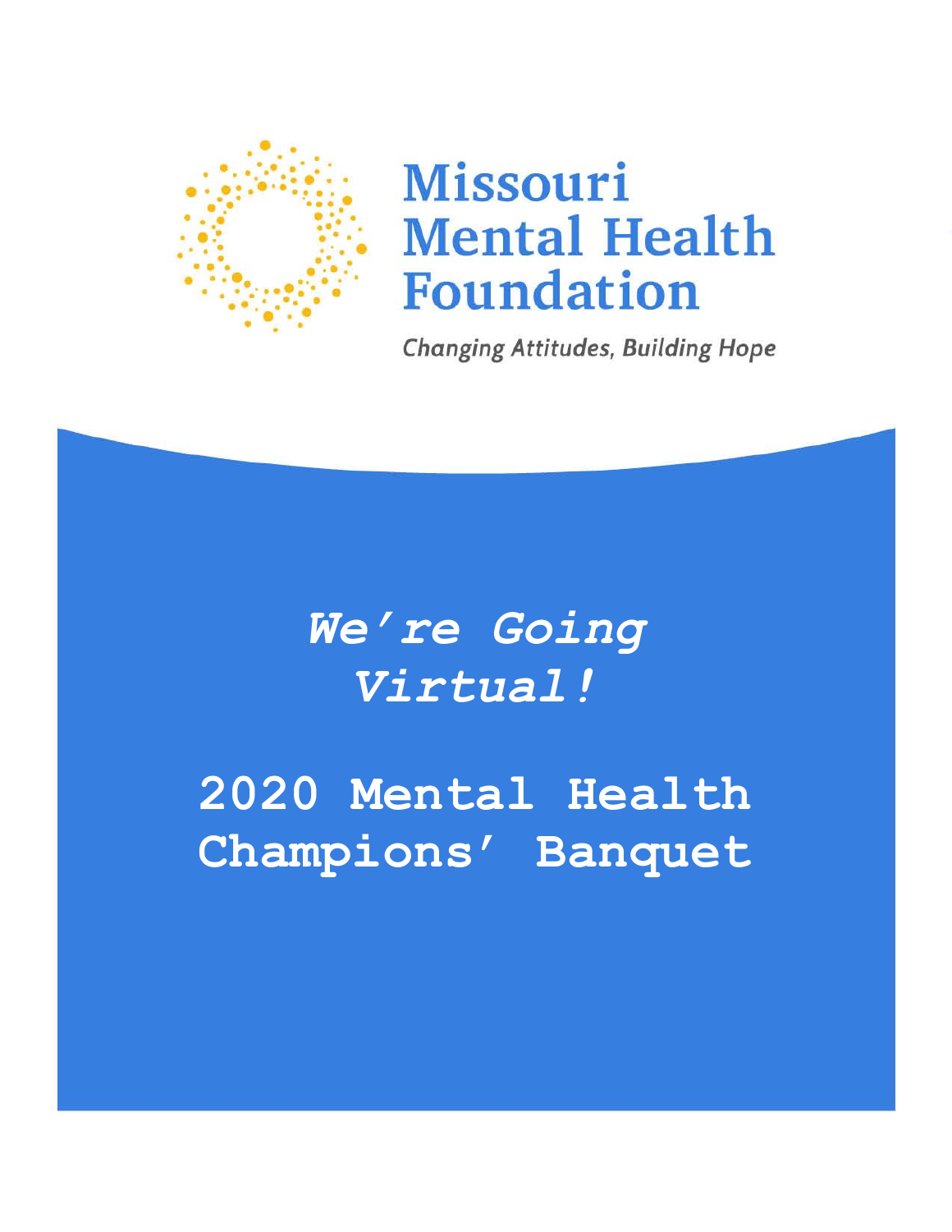# Missouri Mental Health Foundation

*Changing Attitudes, Building Hope*

## *We're Going Virtual!*

# 2020 Mental Health Champions' Banquet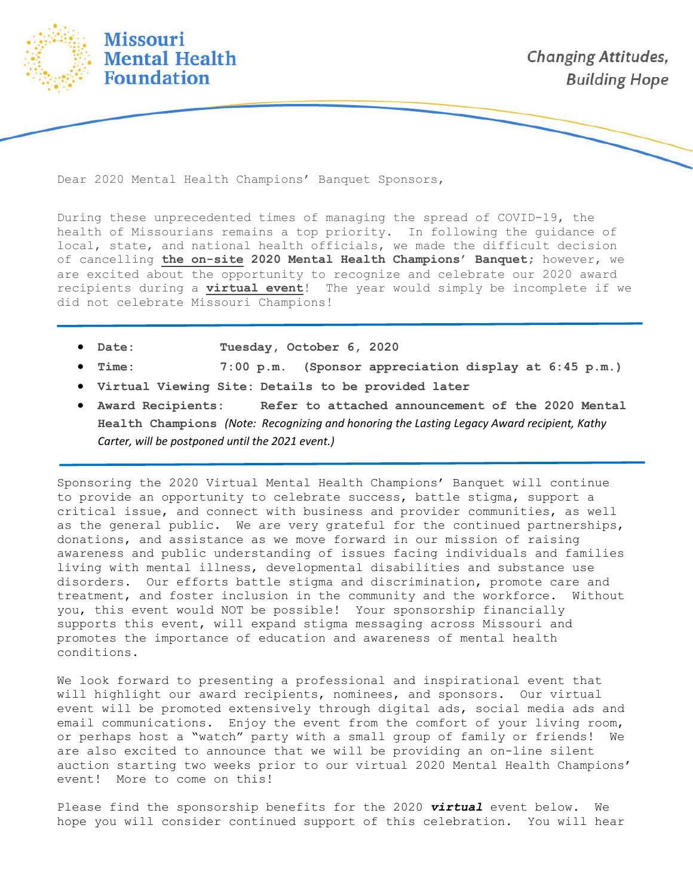**Missouri Mental Health Foundation**

*Changing Attitudes, Building Hope*

Dear 2020 Mental Health Champions' Banquet Sponsors,

During these unprecedented times of managing the spread of COVID-19, the health of Missourians remains a top priority. In following the guidance of local, state, and national health officials, we made the difficult decision of cancelling **the on-site 2020 Mental Health Champions' Banquet**; however, we are excited about the opportunity to recognize and celebrate our 2020 award recipients during a **virtual event**! The year would simply be incomplete if we did not celebrate Missouri Champions!

- **Date:** **Tuesday, October 6, 2020**
- **Time:** **7:00 p.m. (Sponsor appreciation display at 6:45 p.m.)**
- **Virtual Viewing Site: Details to be provided later**
- **Award Recipients: Refer to attached announcement of the 2020 Mental Health Champions** *(Note: Recognizing and honoring the Lasting Legacy Award recipient, Kathy Carter, will be postponed until the 2021 event.)*

Sponsoring the 2020 Virtual Mental Health Champions' Banquet will continue to provide an opportunity to celebrate success, battle stigma, support a critical issue, and connect with business and provider communities, as well as the general public. We are very grateful for the continued partnerships, donations, and assistance as we move forward in our mission of raising awareness and public understanding of issues facing individuals and families living with mental illness, developmental disabilities and substance use disorders. Our efforts battle stigma and discrimination, promote care and treatment, and foster inclusion in the community and the workforce. Without you, this event would NOT be possible! Your sponsorship financially supports this event, will expand stigma messaging across Missouri and promotes the importance of education and awareness of mental health conditions.

We look forward to presenting a professional and inspirational event that will highlight our award recipients, nominees, and sponsors. Our virtual event will be promoted extensively through digital ads, social media ads and email communications. Enjoy the event from the comfort of your living room, or perhaps host a "watch" party with a small group of family or friends! We are also excited to announce that we will be providing an on-line silent auction starting two weeks prior to our virtual 2020 Mental Health Champions' event! More to come on this!

Please find the sponsorship benefits for the 2020 ***virtual*** event below. We hope you will consider continued support of this celebration. You will hear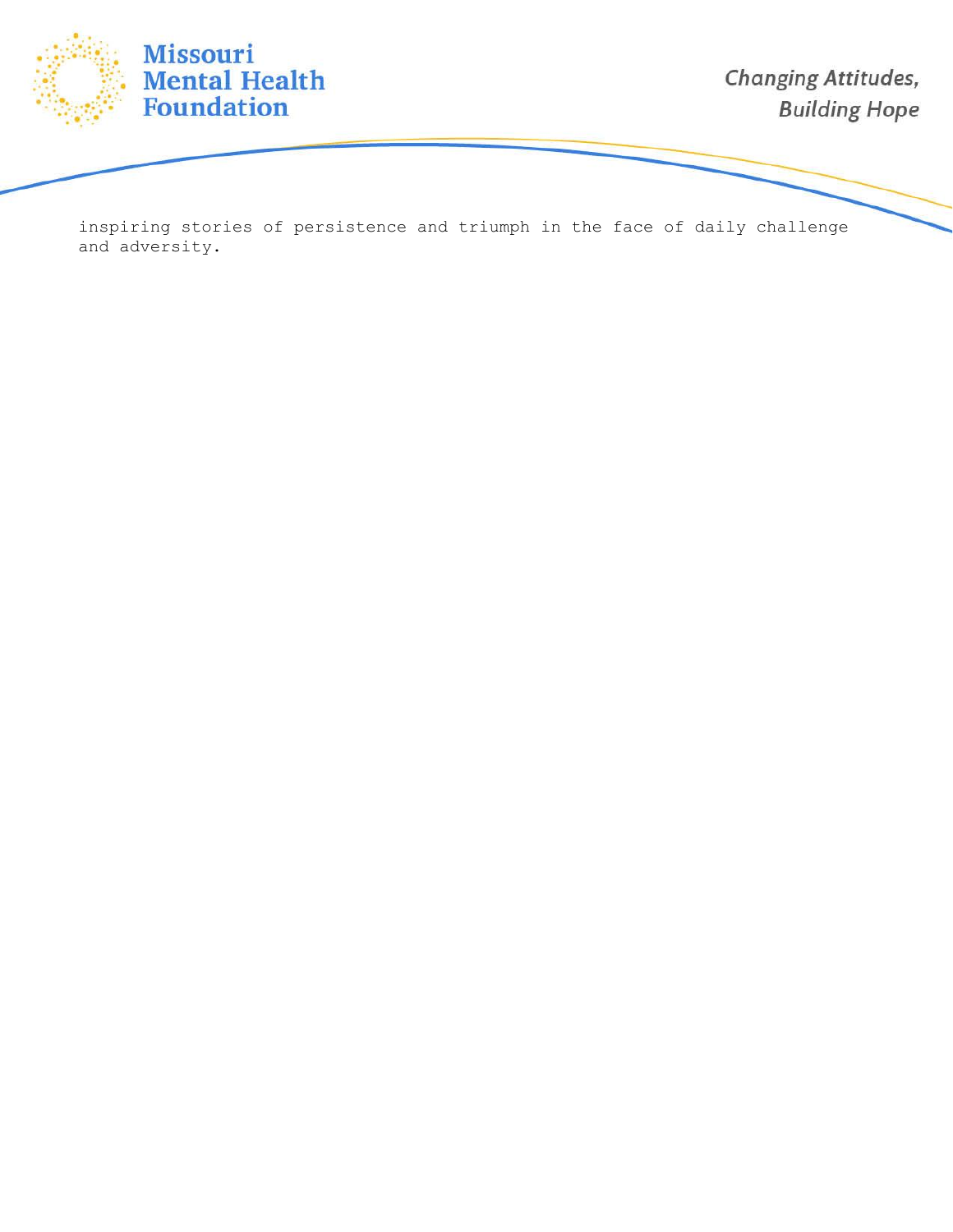inspiring stories of persistence and triumph in the face of daily challenge and adversity.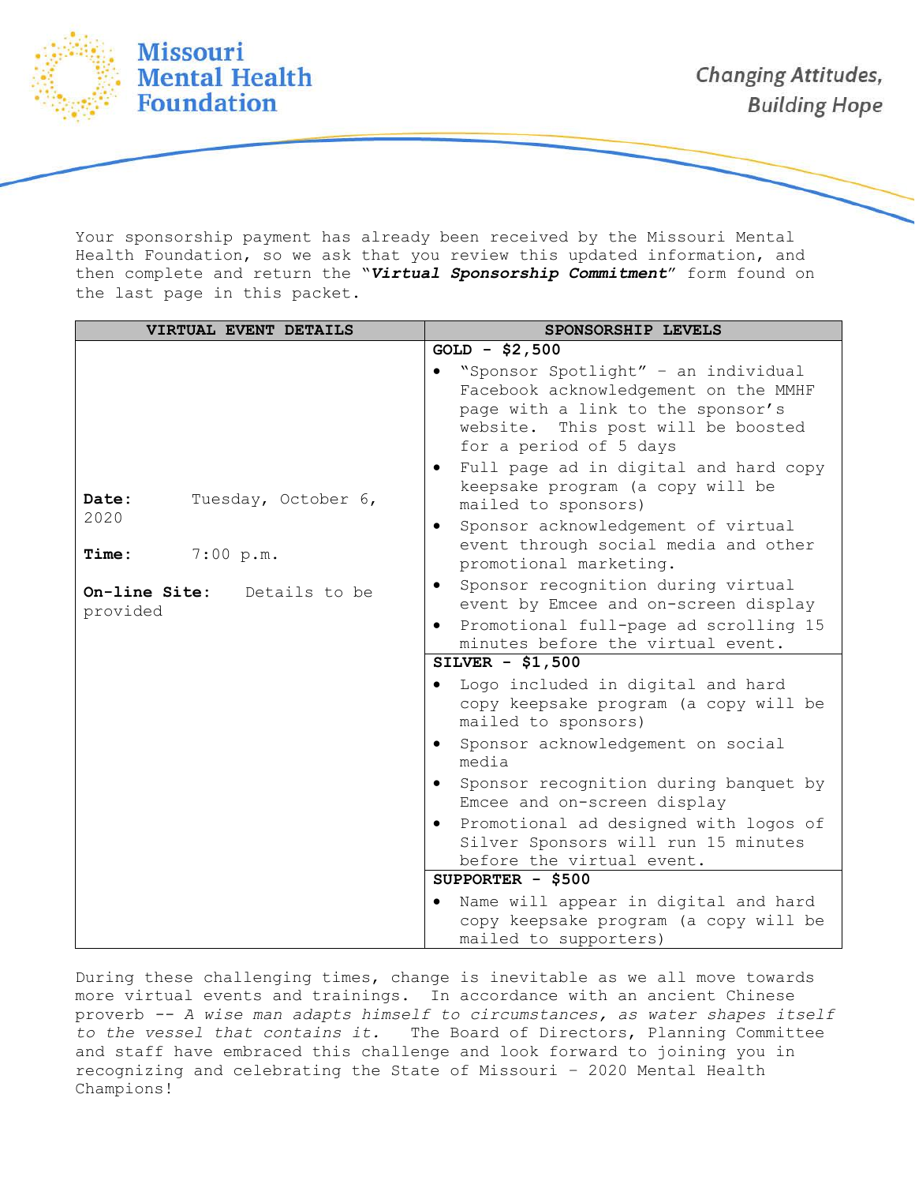**Missouri Mental Health Foundation**

*Changing Attitudes, Building Hope*

Your sponsorship payment has already been received by the Missouri Mental Health Foundation, so we ask that you review this updated information, and then complete and return the "***Virtual Sponsorship Commitment***" form found on the last page in this packet.

| VIRTUAL EVENT DETAILS | SPONSORSHIP LEVELS |
| --- | --- |
| **Date:** Tuesday, October 6, 2020<br><br>**Time:** 7:00 p.m.<br><br>**On-line Site:** Details to be provided | **GOLD - $2,500**<br>• "Sponsor Spotlight" – an individual Facebook acknowledgement on the MMHF page with a link to the sponsor's website. This post will be boosted for a period of 5 days<br>• Full page ad in digital and hard copy keepsake program (a copy will be mailed to sponsors)<br>• Sponsor acknowledgement of virtual event through social media and other promotional marketing.<br>• Sponsor recognition during virtual event by Emcee and on-screen display<br>• Promotional full-page ad scrolling 15 minutes before the virtual event. |
| | **SILVER - $1,500**<br>• Logo included in digital and hard copy keepsake program (a copy will be mailed to sponsors)<br>• Sponsor acknowledgement on social media<br>• Sponsor recognition during banquet by Emcee and on-screen display<br>• Promotional ad designed with logos of Silver Sponsors will run 15 minutes before the virtual event. |
| | **SUPPORTER - $500**<br>• Name will appear in digital and hard copy keepsake program (a copy will be mailed to supporters) |

During these challenging times, change is inevitable as we all move towards more virtual events and trainings. In accordance with an ancient Chinese proverb -- *A wise man adapts himself to circumstances, as water shapes itself to the vessel that contains it.* The Board of Directors, Planning Committee and staff have embraced this challenge and look forward to joining you in recognizing and celebrating the State of Missouri – 2020 Mental Health Champions!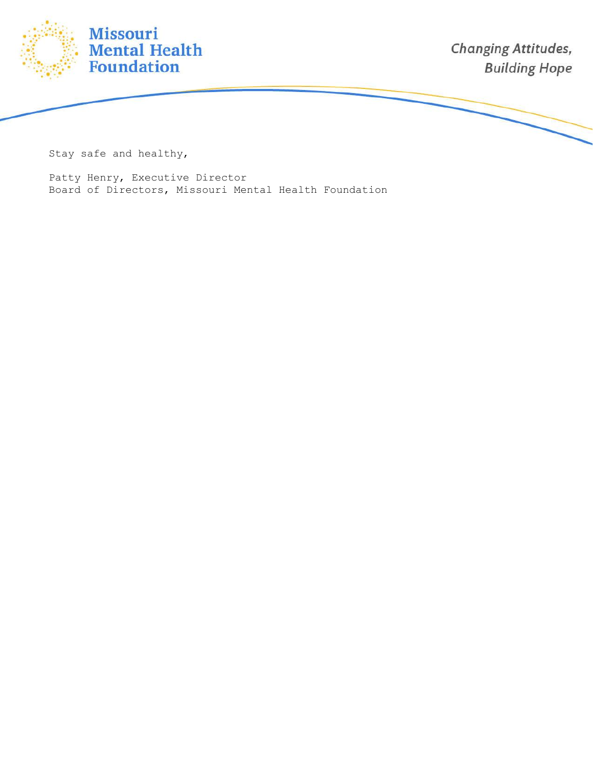Stay safe and healthy,

Patty Henry, Executive Director  
Board of Directors, Missouri Mental Health Foundation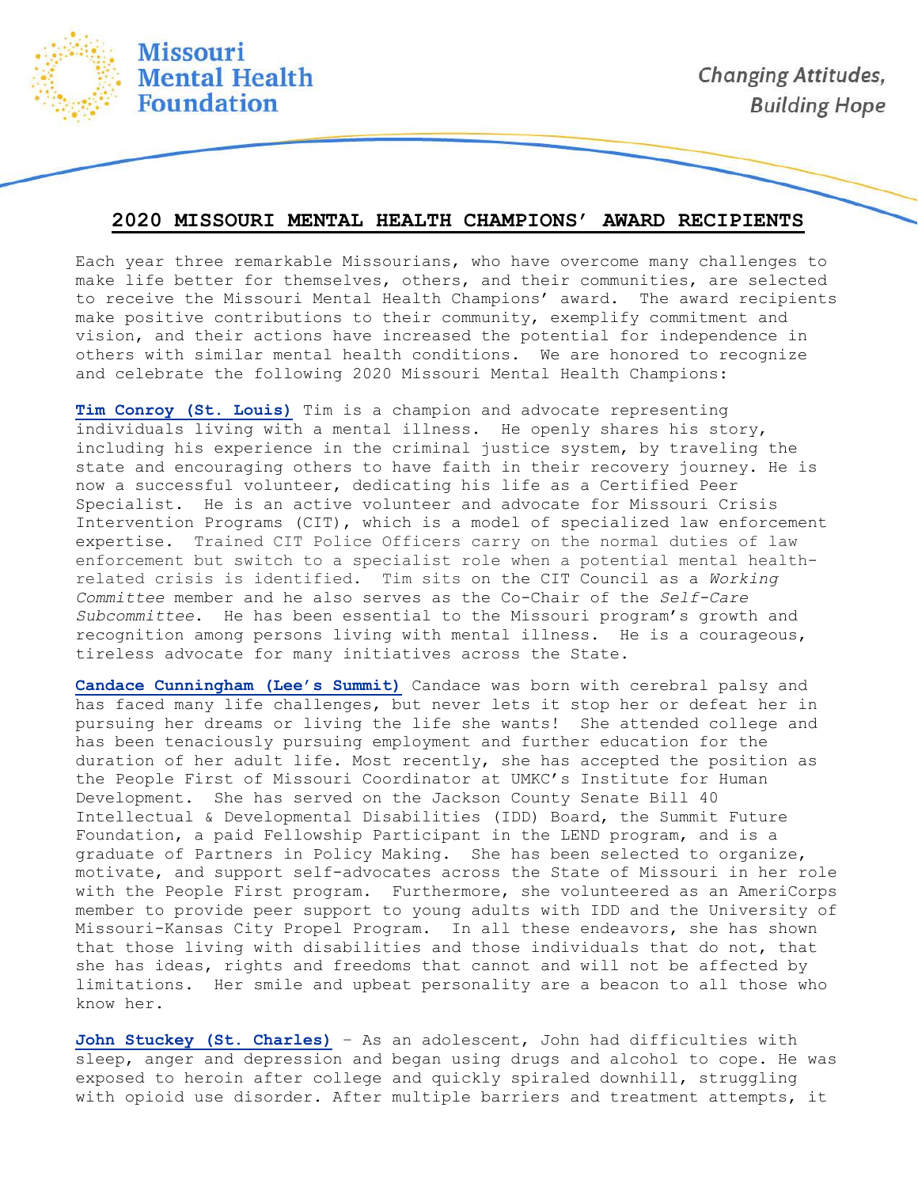**Missouri Mental Health Foundation**

*Changing Attitudes, Building Hope*

## 2020 MISSOURI MENTAL HEALTH CHAMPIONS' AWARD RECIPIENTS

Each year three remarkable Missourians, who have overcome many challenges to make life better for themselves, others, and their communities, are selected to receive the Missouri Mental Health Champions' award. The award recipients make positive contributions to their community, exemplify commitment and vision, and their actions have increased the potential for independence in others with similar mental health conditions. We are honored to recognize and celebrate the following 2020 Missouri Mental Health Champions:

**Tim Conroy (St. Louis)** Tim is a champion and advocate representing individuals living with a mental illness. He openly shares his story, including his experience in the criminal justice system, by traveling the state and encouraging others to have faith in their recovery journey. He is now a successful volunteer, dedicating his life as a Certified Peer Specialist. He is an active volunteer and advocate for Missouri Crisis Intervention Programs (CIT), which is a model of specialized law enforcement expertise. Trained CIT Police Officers carry on the normal duties of law enforcement but switch to a specialist role when a potential mental health-related crisis is identified. Tim sits on the CIT Council as a *Working Committee* member and he also serves as the Co-Chair of the *Self-Care Subcommittee*. He has been essential to the Missouri program's growth and recognition among persons living with mental illness. He is a courageous, tireless advocate for many initiatives across the State.

**Candace Cunningham (Lee's Summit)** Candace was born with cerebral palsy and has faced many life challenges, but never lets it stop her or defeat her in pursuing her dreams or living the life she wants! She attended college and has been tenaciously pursuing employment and further education for the duration of her adult life. Most recently, she has accepted the position as the People First of Missouri Coordinator at UMKC's Institute for Human Development. She has served on the Jackson County Senate Bill 40 Intellectual & Developmental Disabilities (IDD) Board, the Summit Future Foundation, a paid Fellowship Participant in the LEND program, and is a graduate of Partners in Policy Making. She has been selected to organize, motivate, and support self-advocates across the State of Missouri in her role with the People First program. Furthermore, she volunteered as an AmeriCorps member to provide peer support to young adults with IDD and the University of Missouri-Kansas City Propel Program. In all these endeavors, she has shown that those living with disabilities and those individuals that do not, that she has ideas, rights and freedoms that cannot and will not be affected by limitations. Her smile and upbeat personality are a beacon to all those who know her.

**John Stuckey (St. Charles)** – As an adolescent, John had difficulties with sleep, anger and depression and began using drugs and alcohol to cope. He was exposed to heroin after college and quickly spiraled downhill, struggling with opioid use disorder. After multiple barriers and treatment attempts, it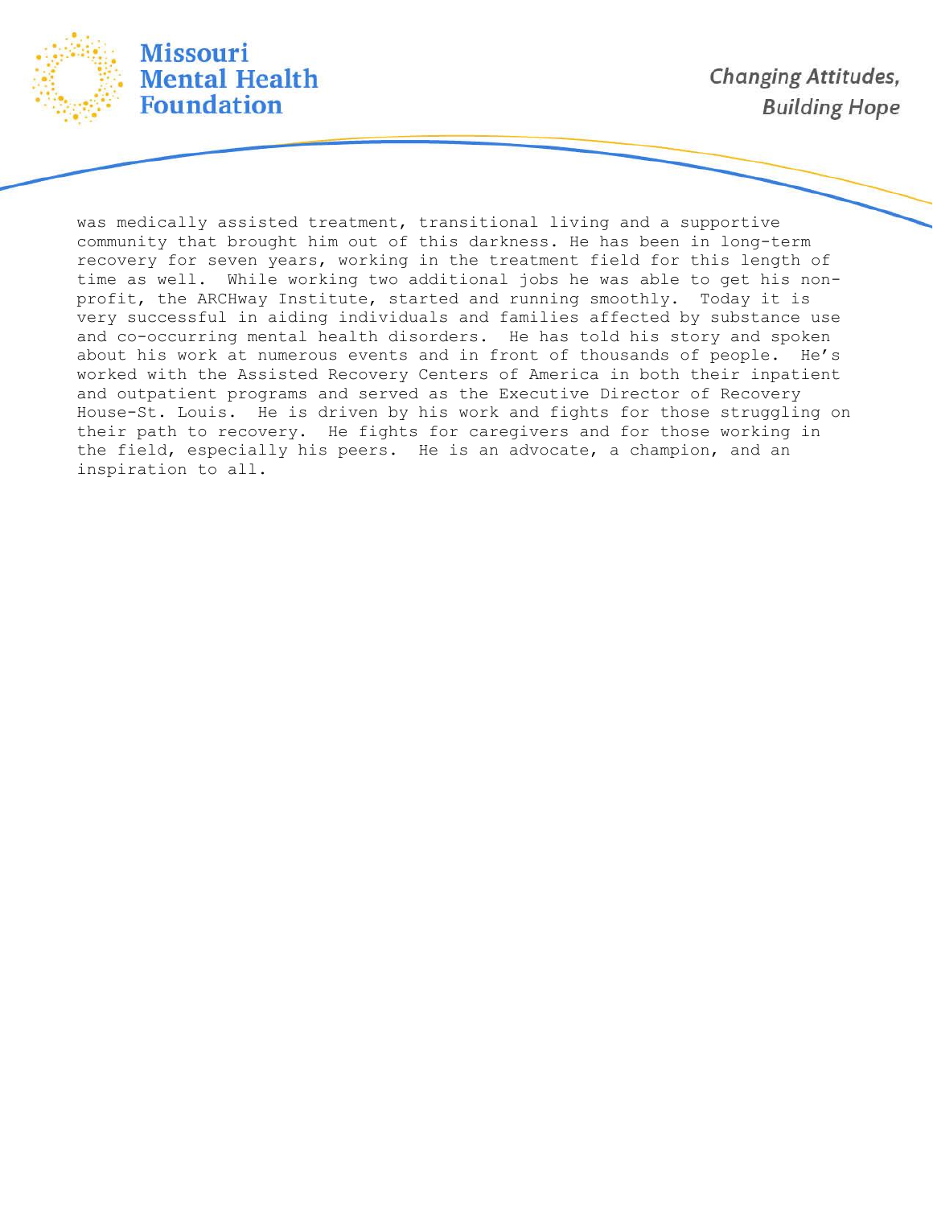was medically assisted treatment, transitional living and a supportive community that brought him out of this darkness. He has been in long-term recovery for seven years, working in the treatment field for this length of time as well. While working two additional jobs he was able to get his non-profit, the ARCHway Institute, started and running smoothly. Today it is very successful in aiding individuals and families affected by substance use and co-occurring mental health disorders. He has told his story and spoken about his work at numerous events and in front of thousands of people. He's worked with the Assisted Recovery Centers of America in both their inpatient and outpatient programs and served as the Executive Director of Recovery House-St. Louis. He is driven by his work and fights for those struggling on their path to recovery. He fights for caregivers and for those working in the field, especially his peers. He is an advocate, a champion, and an inspiration to all.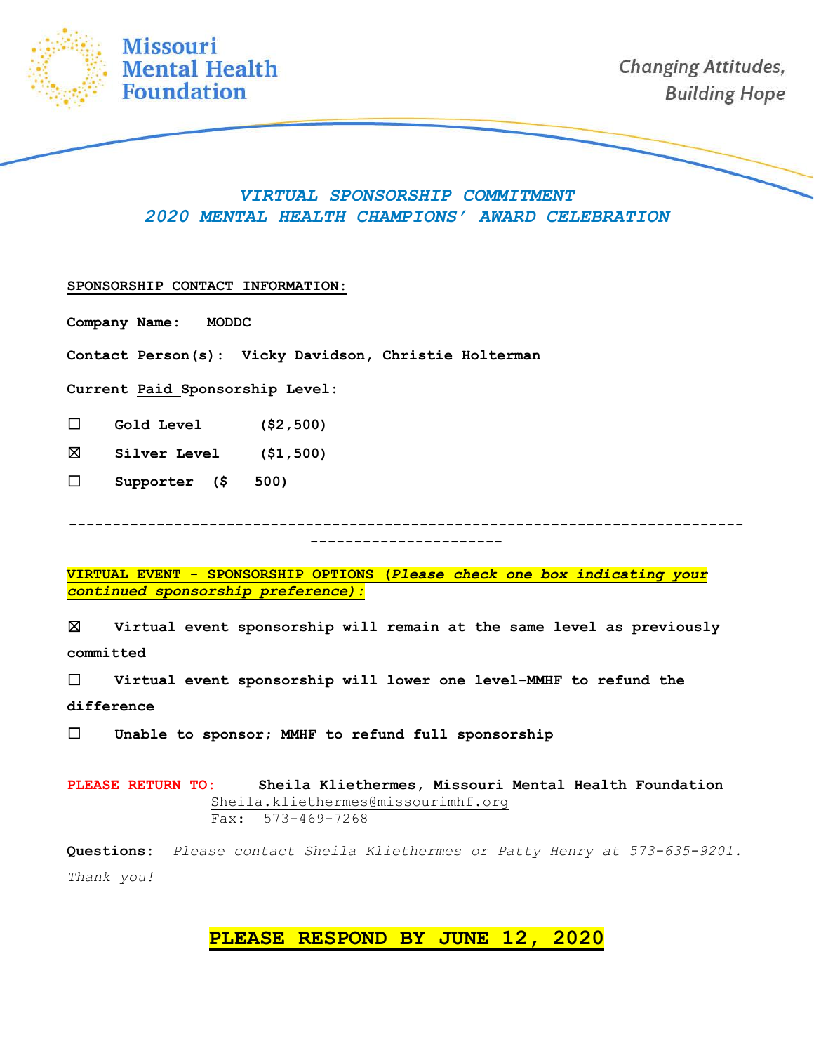**Missouri Mental Health Foundation**

*Changing Attitudes, Building Hope*

## *VIRTUAL SPONSORSHIP COMMITMENT*
## *2020 MENTAL HEALTH CHAMPIONS' AWARD CELEBRATION*

**SPONSORSHIP CONTACT INFORMATION:**

**Company Name:** MODDC

**Contact Person(s):** Vicky Davidson, Christie Holterman

**Current Paid Sponsorship Level:**

- ☐ **Gold Level ($2,500)**
- ☒ **Silver Level ($1,500)**
- ☐ **Supporter ($ 500)**

---

**VIRTUAL EVENT - SPONSORSHIP OPTIONS *(Please check one box indicating your continued sponsorship preference):***

☒ **Virtual event sponsorship will remain at the same level as previously committed**

☐ **Virtual event sponsorship will lower one level–MMHF to refund the difference**

☐ **Unable to sponsor; MMHF to refund full sponsorship**

**PLEASE RETURN TO:** **Sheila Kliethermes, Missouri Mental Health Foundation**
Sheila.kliethermes@missourimhf.org
Fax: 573-469-7268

**Questions:** *Please contact Sheila Kliethermes or Patty Henry at 573-635-9201. Thank you!*

**PLEASE RESPOND BY JUNE 12, 2020**